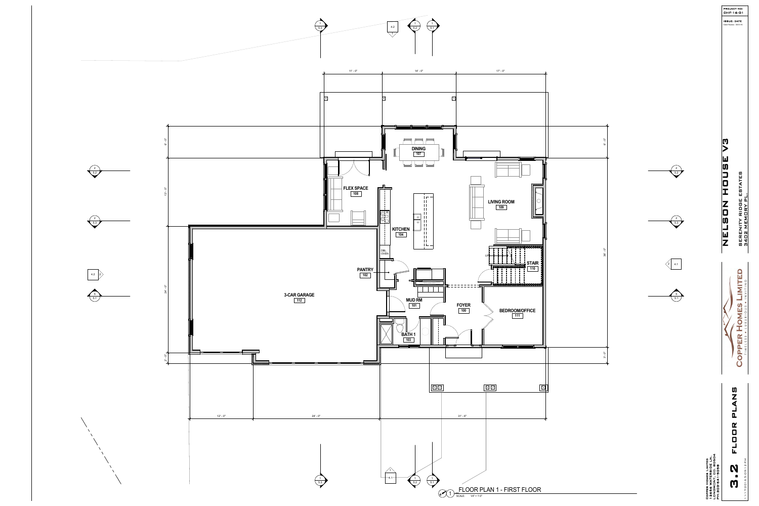# NELSON HOUSE V3

SERENITY RIDGE ESTATES
3402 MEMORY PL.

PROJECT NO: CHF-16-01

ISSUE DATE

COPPER HOMES LIMITED
TIMELESS • LUXURIOUS • INVITING

COPPER HOMES LIMITED
12656 WATERSIDE LN.
LONGMONT, CO 80504
PH:303-641-5058

## 3.2 FLOOR PLANS

### FLOOR PLAN 1 - FIRST FLOOR

SCALE: 1/4" = 1'-0"

| Room | No. |
|---|---|
| FOYER | 100 |
| MUD RM | 101 |
| PANTRY | 102 |
| BATH 1 | 103 |
| KITCHEN | 104 |
| DINING | 107 |
| FLEX SPACE | 108 |
| LIVING ROOM | 109 |
| STAIR | 110 |
| BEDROOM/OFFICE | 111 |
| 3-CAR GARAGE | 112 |

DBL. OVEN

UP

Dimensions (top): 11' - 0" | 14' - 0" | 17' - 0"

Dimensions (bottom): 12' - 0" | 24' - 0" | 31' - 6"

Dimensions (left): 6' - 0" | 13' - 0" | 24' - 0" | 2' - 0"

Dimensions (right): 6' - 0" | 36' - 0" | 3' - 0"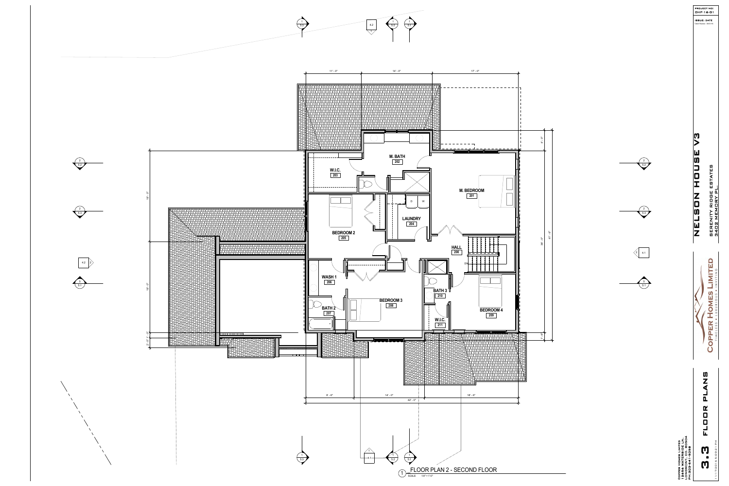PROJECT NO: CHF-16-01

ISSUE: DATE

# NELSON HOUSE V3

SERENITY RIDGE ESTATES
3402 MEMORY PL.

COPPER HOMES LIMITED
TIMELESS • LUXURIOUS • INVITING

## 3.3 FLOOR PLANS

COPPER HOMES LIMITED
12654 WATERSIDE LN.
LONGMONT, CO 80504
PH:303-641-5058

11' - 0"
14' - 0"
17' - 0"
4' - 0"
18' - 0"
36' - 0"
41' - 6"
18' - 0"
2' - 0"
1' - 0"
1' - 6"
9' - 6"
14' - 0"
18' - 6"
42' - 0"

M. BATH 202

W.I.C. 203

M. BEDROOM 201

BEDROOM 2 205

D W

LAUNDRY 204

HALL 200

DN

WASH 1 206

BEDROOM 3 208

BATH 3 210

BEDROOM 4 209

BATH 2 207

W.I.C. 211

1 FLOOR PLAN 2 - SECOND FLOOR
SCALE: 1/4" = 1'-0"